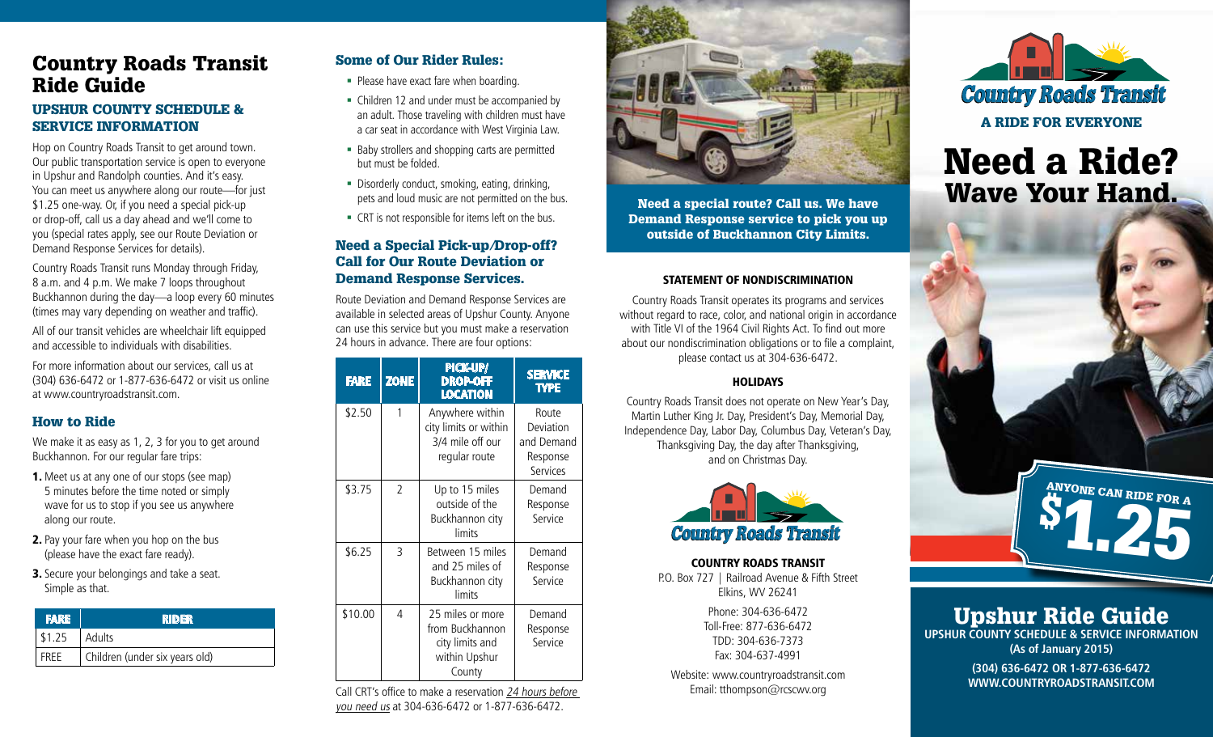# Country Roads Transit Ride Guide

## UPSHUR COUNTY SCHEDULE & SERVICE INFORMATION

Hop on Country Roads Transit to get around town. Our public transportation service is open to everyone in Upshur and Randolph counties. And it's easy. You can meet us anywhere along our route—for just $1.25 one-way. Or, if you need a special pick-up or drop-off, call us a day ahead and we'll come to you (special rates apply, see our Route Deviation or Demand Response Services for details).

Country Roads Transit runs Monday through Friday, 8 a.m. and 4 p.m. We make 7 loops throughout Buckhannon during the day—a loop every 60 minutes (times may vary depending on weather and traffic).

All of our transit vehicles are wheelchair lift equipped and accessible to individuals with disabilities.

For more information about our services, call us at (304) 636-6472 or 1-877-636-6472 or visit us online at www.countryroadstransit.com.

### How to Ride

We make it as easy as 1, 2, 3 for you to get around Buckhannon. For our regular fare trips:

1. Meet us at any one of our stops (see map) 5 minutes before the time noted or simply wave for us to stop if you see us anywhere along our route.
2. Pay your fare when you hop on the bus (please have the exact fare ready).
3. Secure your belongings and take a seat. Simple as that.

| FARE | RIDER |
|---|---|
| $1.25 | Adults |
| FREE | Children (under six years old) |

### Some of Our Rider Rules:

- Please have exact fare when boarding.
- Children 12 and under must be accompanied by an adult. Those traveling with children must have a car seat in accordance with West Virginia Law.
- Baby strollers and shopping carts are permitted but must be folded.
- Disorderly conduct, smoking, eating, drinking, pets and loud music are not permitted on the bus.
- CRT is not responsible for items left on the bus.

### Need a Special Pick-up/Drop-off? Call for Our Route Deviation or Demand Response Services.

Route Deviation and Demand Response Services are available in selected areas of Upshur County. Anyone can use this service but you must make a reservation 24 hours in advance. There are four options:

| FARE | ZONE | PICK-UP/ DROP-OFF LOCATION | SERVICE TYPE |
|---|---|---|---|
| $2.50 | 1 | Anywhere within city limits or within 3/4 mile off our regular route | Route Deviation and Demand Response Services |
| $3.75 | 2 | Up to 15 miles outside of the Buckhannon city limits | Demand Response Service |
| $6.25 | 3 | Between 15 miles and 25 miles of Buckhannon city limits | Demand Response Service |
| $10.00 | 4 | 25 miles or more from Buckhannon city limits and within Upshur County | Demand Response Service |

Call CRT's office to make a reservation _24 hours before you need us_ at 304-636-6472 or 1-877-636-6472.

**Need a special route? Call us. We have Demand Response service to pick you up outside of Buckhannon City Limits.**

#### STATEMENT OF NONDISCRIMINATION

Country Roads Transit operates its programs and services without regard to race, color, and national origin in accordance with Title VI of the 1964 Civil Rights Act. To find out more about our nondiscrimination obligations or to file a complaint, please contact us at 304-636-6472.

#### HOLIDAYS

Country Roads Transit does not operate on New Year's Day, Martin Luther King Jr. Day, President's Day, Memorial Day, Independence Day, Labor Day, Columbus Day, Veteran's Day, Thanksgiving Day, the day after Thanksgiving, and on Christmas Day.

**COUNTRY ROADS TRANSIT**
P.O. Box 727 | Railroad Avenue & Fifth Street
Elkins, WV 26241

Phone: 304-636-6472
Toll-Free: 877-636-6472
TDD: 304-636-7373
Fax: 304-637-4991

Website: www.countryroadstransit.com
Email: tthompson@rcscwv.org

Country Roads Transit

A RIDE FOR EVERYONE

# Need a Ride? Wave Your Hand.

ANYONE CAN RIDE FOR A $1.25

## Upshur Ride Guide

**UPSHUR COUNTY SCHEDULE & SERVICE INFORMATION**
**(As of January 2015)**

**(304) 636-6472 OR 1-877-636-6472**
**WWW.COUNTRYROADSTRANSIT.COM**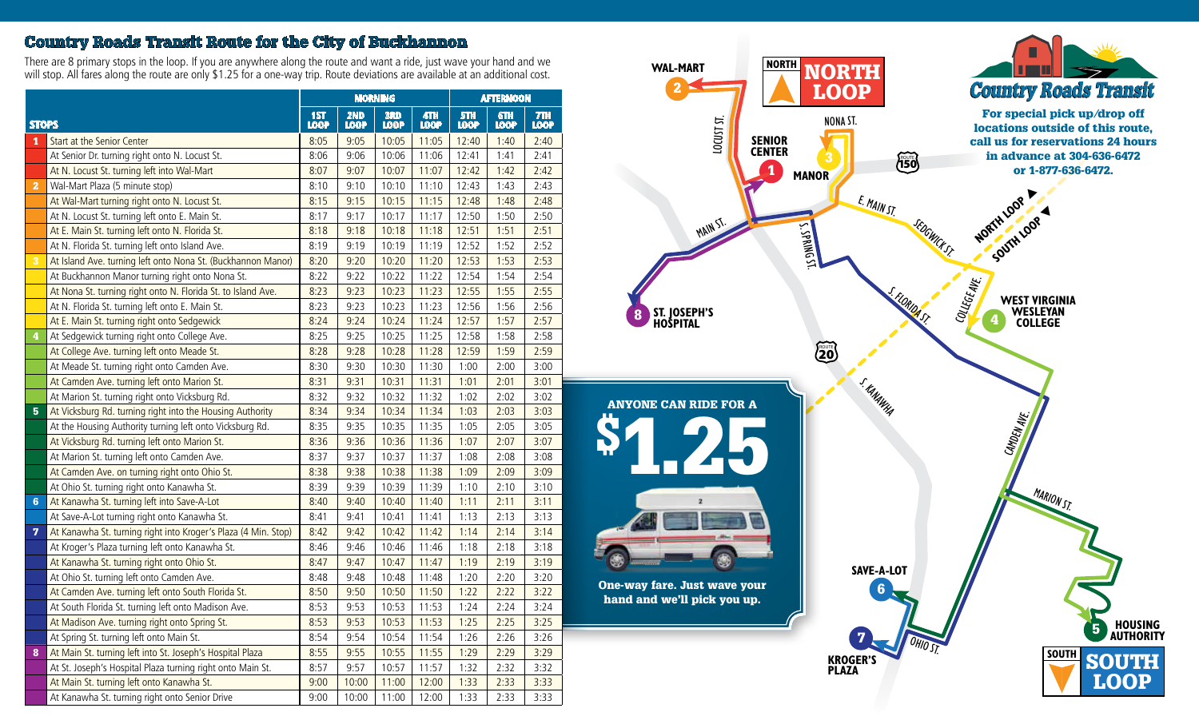## Country Roads Transit Route for the City of Buckhannon

There are 8 primary stops in the loop. If you are anywhere along the route and want a ride, just wave your hand and we will stop. All fares along the route are only $1.25 for a one-way trip. Route deviations are available at an additional cost.

| | | MORNING | | | | AFTERNOON | | |
|---|---|---|---|---|---|---|---|---|
| | STOPS | 1ST LOOP | 2ND LOOP | 3RD LOOP | 4TH LOOP | 5TH LOOP | 6TH LOOP | 7TH LOOP |
| 1 | Start at the Senior Center | 8:05 | 9:05 | 10:05 | 11:05 | 12:40 | 1:40 | 2:40 |
| | At Senior Dr. turning right onto N. Locust St. | 8:06 | 9:06 | 10:06 | 11:06 | 12:41 | 1:41 | 2:41 |
| | At N. Locust St. turning left into Wal-Mart | 8:07 | 9:07 | 10:07 | 11:07 | 12:42 | 1:42 | 2:42 |
| 2 | Wal-Mart Plaza (5 minute stop) | 8:10 | 9:10 | 10:10 | 11:10 | 12:43 | 1:43 | 2:43 |
| | At Wal-Mart turning right onto N. Locust St. | 8:15 | 9:15 | 10:15 | 11:15 | 12:48 | 1:48 | 2:48 |
| | At N. Locust St. turning left onto E. Main St. | 8:17 | 9:17 | 10:17 | 11:17 | 12:50 | 1:50 | 2:50 |
| | At E. Main St. turning left onto N. Florida St. | 8:18 | 9:18 | 10:18 | 11:18 | 12:51 | 1:51 | 2:51 |
| | At N. Florida St. turning left onto Island Ave. | 8:19 | 9:19 | 10:19 | 11:19 | 12:52 | 1:52 | 2:52 |
| 3 | At Island Ave. turning left onto Nona St. (Buckhannon Manor) | 8:20 | 9:20 | 10:20 | 11:20 | 12:53 | 1:53 | 2:53 |
| | At Buckhannon Manor turning right onto Nona St. | 8:22 | 9:22 | 10:22 | 11:22 | 12:54 | 1:54 | 2:54 |
| | At Nona St. turning right onto N. Florida St. to Island Ave. | 8:23 | 9:23 | 10:23 | 11:23 | 12:55 | 1:55 | 2:55 |
| | At N. Florida St. turning left onto E. Main St. | 8:23 | 9:23 | 10:23 | 11:23 | 12:56 | 1:56 | 2:56 |
| | At E. Main St. turning right onto Sedgewick | 8:24 | 9:24 | 10:24 | 11:24 | 12:57 | 1:57 | 2:57 |
| 4 | At Sedgewick turning right onto College Ave. | 8:25 | 9:25 | 10:25 | 11:25 | 12:58 | 1:58 | 2:58 |
| | At College Ave. turning left onto Meade St. | 8:28 | 9:28 | 10:28 | 11:28 | 12:59 | 1:59 | 2:59 |
| | At Meade St. turning right onto Camden Ave. | 8:30 | 9:30 | 10:30 | 11:30 | 1:00 | 2:00 | 3:00 |
| | At Camden Ave. turning left onto Marion St. | 8:31 | 9:31 | 10:31 | 11:31 | 1:01 | 2:01 | 3:01 |
| | At Marion St. turning right onto Vicksburg Rd. | 8:32 | 9:32 | 10:32 | 11:32 | 1:02 | 2:02 | 3:02 |
| 5 | At Vicksburg Rd. turning right into the Housing Authority | 8:34 | 9:34 | 10:34 | 11:34 | 1:03 | 2:03 | 3:03 |
| | At the Housing Authority turning left onto Vicksburg Rd. | 8:35 | 9:35 | 10:35 | 11:35 | 1:05 | 2:05 | 3:05 |
| | At Vicksburg Rd. turning left onto Marion St. | 8:36 | 9:36 | 10:36 | 11:36 | 1:07 | 2:07 | 3:07 |
| | At Marion St. turning left onto Camden Ave. | 8:37 | 9:37 | 10:37 | 11:37 | 1:08 | 2:08 | 3:08 |
| | At Camden Ave. on turning right onto Ohio St. | 8:38 | 9:38 | 10:38 | 11:38 | 1:09 | 2:09 | 3:09 |
| | At Ohio St. turning right onto Kanawha St. | 8:39 | 9:39 | 10:39 | 11:39 | 1:10 | 2:10 | 3:10 |
| 6 | At Kanawha St. turning left into Save-A-Lot | 8:40 | 9:40 | 10:40 | 11:40 | 1:11 | 2:11 | 3:11 |
| | At Save-A-Lot turning right onto Kanawha St. | 8:41 | 9:41 | 10:41 | 11:41 | 1:13 | 2:13 | 3:13 |
| 7 | At Kanawha St. turning right into Kroger's Plaza (4 Min. Stop) | 8:42 | 9:42 | 10:42 | 11:42 | 1:14 | 2:14 | 3:14 |
| | At Kroger's Plaza turning left onto Kanawha St. | 8:46 | 9:46 | 10:46 | 11:46 | 1:18 | 2:18 | 3:18 |
| | At Kanawha St. turning right onto Ohio St. | 8:47 | 9:47 | 10:47 | 11:47 | 1:19 | 2:19 | 3:19 |
| | At Ohio St. turning left onto Camden Ave. | 8:48 | 9:48 | 10:48 | 11:48 | 1:20 | 2:20 | 3:20 |
| | At Camden Ave. turning left onto South Florida St. | 8:50 | 9:50 | 10:50 | 11:50 | 1:22 | 2:22 | 3:22 |
| | At South Florida St. turning left onto Madison Ave. | 8:53 | 9:53 | 10:53 | 11:53 | 1:24 | 2:24 | 3:24 |
| | At Madison Ave. turning right onto Spring St. | 8:53 | 9:53 | 10:53 | 11:53 | 1:25 | 2:25 | 3:25 |
| | At Spring St. turning left onto Main St. | 8:54 | 9:54 | 10:54 | 11:54 | 1:26 | 2:26 | 3:26 |
| 8 | At Main St. turning left into St. Joseph's Hospital Plaza | 8:55 | 9:55 | 10:55 | 11:55 | 1:29 | 2:29 | 3:29 |
| | At St. Joseph's Hospital Plaza turning right onto Main St. | 8:57 | 9:57 | 10:57 | 11:57 | 1:32 | 2:32 | 3:32 |
| | At Main St. turning left onto Kanawha St. | 9:00 | 10:00 | 11:00 | 12:00 | 1:33 | 2:33 | 3:33 |
| | At Kanawha St. turning right onto Senior Drive | 9:00 | 10:00 | 11:00 | 12:00 | 1:33 | 2:33 | 3:33 |

**Country Roads Transit**

**For special pick up/drop off locations outside of this route, call us for reservations 24 hours in advance at 304-636-6472 or 1-877-636-6472.**

NORTH LOOP

1 SENIOR CENTER
2 WAL-MART
3 MANOR
4 WEST VIRGINIA WESLEYAN COLLEGE
5 HOUSING AUTHORITY
6 SAVE-A-LOT
7 KROGER'S PLAZA
8 ST. JOSEPH'S HOSPITAL

LOCUST ST.
NONA ST.
MAIN ST.
E. MAIN ST.
S. SPRING ST.
SEDGWICK ST.
COLLEGE AVE.
S. FLORIDA ST.
S. KANAWHA
CAMDEN AVE.
MARION ST.
OHIO ST.
ROUTE 150
ROUTE 20
NORTH LOOP
SOUTH LOOP

SOUTH LOOP

**ANYONE CAN RIDE FOR A**

**$1.25**

**One-way fare. Just wave your hand and we'll pick you up.**